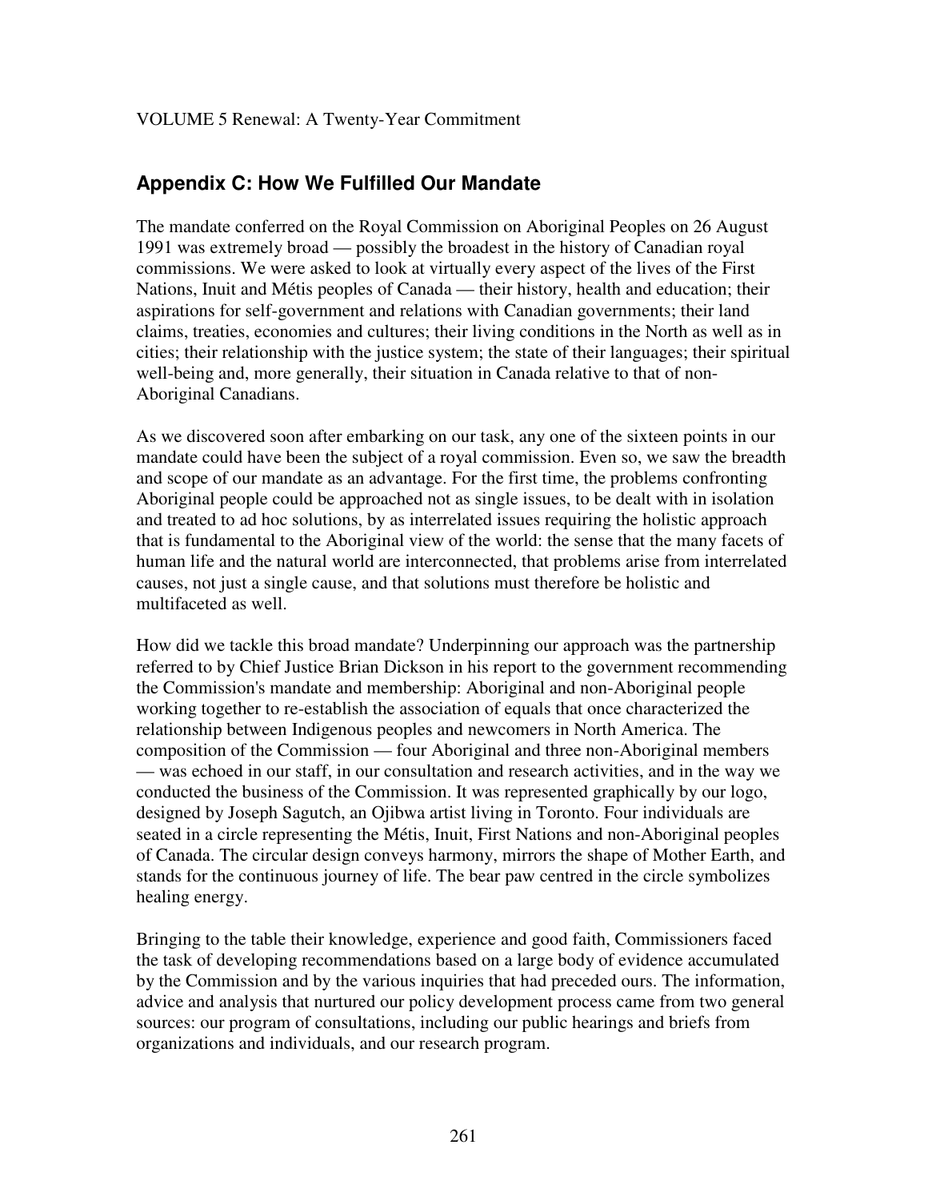## Appendix C: How We Fulfilled Our Mandate

The mandate conferred on the Royal Commission on Aboriginal Peoples on 26 August 1991 was extremely broad — possibly the broadest in the history of Canadian royal commissions. We were asked to look at virtually every aspect of the lives of the First Nations, Inuit and Métis peoples of Canada — their history, health and education; their aspirations for self-government and relations with Canadian governments; their land claims, treaties, economies and cultures; their living conditions in the North as well as in cities; their relationship with the justice system; the state of their languages; their spiritual well-being and, more generally, their situation in Canada relative to that of non-Aboriginal Canadians.

As we discovered soon after embarking on our task, any one of the sixteen points in our mandate could have been the subject of a royal commission. Even so, we saw the breadth and scope of our mandate as an advantage. For the first time, the problems confronting Aboriginal people could be approached not as single issues, to be dealt with in isolation and treated to ad hoc solutions, by as interrelated issues requiring the holistic approach that is fundamental to the Aboriginal view of the world: the sense that the many facets of human life and the natural world are interconnected, that problems arise from interrelated causes, not just a single cause, and that solutions must therefore be holistic and multifaceted as well.

How did we tackle this broad mandate? Underpinning our approach was the partnership referred to by Chief Justice Brian Dickson in his report to the government recommending the Commission's mandate and membership: Aboriginal and non-Aboriginal people working together to re-establish the association of equals that once characterized the relationship between Indigenous peoples and newcomers in North America. The composition of the Commission — four Aboriginal and three non-Aboriginal members — was echoed in our staff, in our consultation and research activities, and in the way we conducted the business of the Commission. It was represented graphically by our logo, designed by Joseph Sagutch, an Ojibwa artist living in Toronto. Four individuals are seated in a circle representing the Métis, Inuit, First Nations and non-Aboriginal peoples of Canada. The circular design conveys harmony, mirrors the shape of Mother Earth, and stands for the continuous journey of life. The bear paw centred in the circle symbolizes healing energy.

Bringing to the table their knowledge, experience and good faith, Commissioners faced the task of developing recommendations based on a large body of evidence accumulated by the Commission and by the various inquiries that had preceded ours. The information, advice and analysis that nurtured our policy development process came from two general sources: our program of consultations, including our public hearings and briefs from organizations and individuals, and our research program.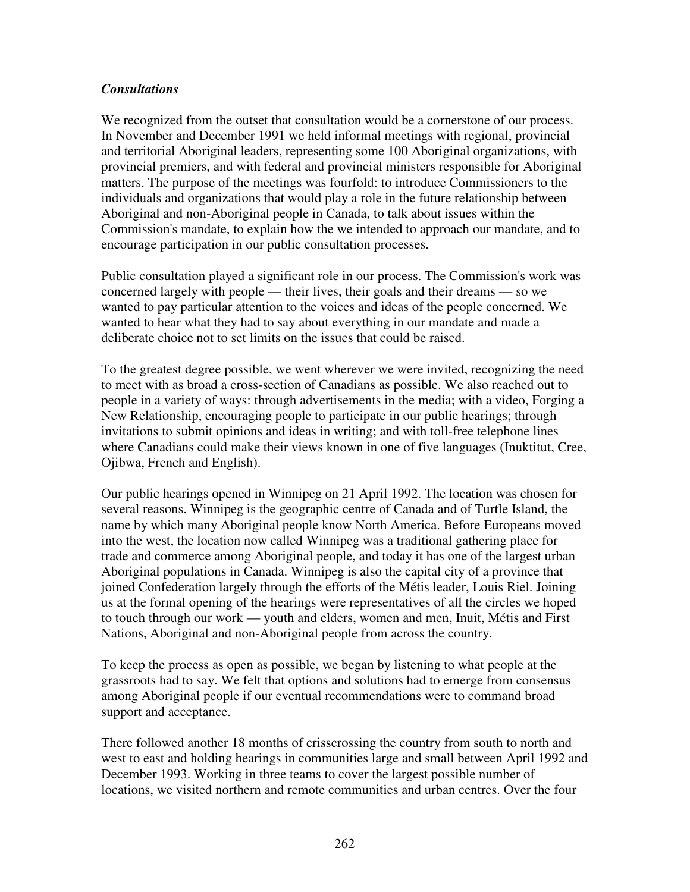### *Consultations*

We recognized from the outset that consultation would be a cornerstone of our process. In November and December 1991 we held informal meetings with regional, provincial and territorial Aboriginal leaders, representing some 100 Aboriginal organizations, with provincial premiers, and with federal and provincial ministers responsible for Aboriginal matters. The purpose of the meetings was fourfold: to introduce Commissioners to the individuals and organizations that would play a role in the future relationship between Aboriginal and non-Aboriginal people in Canada, to talk about issues within the Commission's mandate, to explain how the we intended to approach our mandate, and to encourage participation in our public consultation processes.

Public consultation played a significant role in our process. The Commission's work was concerned largely with people — their lives, their goals and their dreams — so we wanted to pay particular attention to the voices and ideas of the people concerned. We wanted to hear what they had to say about everything in our mandate and made a deliberate choice not to set limits on the issues that could be raised.

To the greatest degree possible, we went wherever we were invited, recognizing the need to meet with as broad a cross-section of Canadians as possible. We also reached out to people in a variety of ways: through advertisements in the media; with a video, Forging a New Relationship, encouraging people to participate in our public hearings; through invitations to submit opinions and ideas in writing; and with toll-free telephone lines where Canadians could make their views known in one of five languages (Inuktitut, Cree, Ojibwa, French and English).

Our public hearings opened in Winnipeg on 21 April 1992. The location was chosen for several reasons. Winnipeg is the geographic centre of Canada and of Turtle Island, the name by which many Aboriginal people know North America. Before Europeans moved into the west, the location now called Winnipeg was a traditional gathering place for trade and commerce among Aboriginal people, and today it has one of the largest urban Aboriginal populations in Canada. Winnipeg is also the capital city of a province that joined Confederation largely through the efforts of the Métis leader, Louis Riel. Joining us at the formal opening of the hearings were representatives of all the circles we hoped to touch through our work — youth and elders, women and men, Inuit, Métis and First Nations, Aboriginal and non-Aboriginal people from across the country.

To keep the process as open as possible, we began by listening to what people at the grassroots had to say. We felt that options and solutions had to emerge from consensus among Aboriginal people if our eventual recommendations were to command broad support and acceptance.

There followed another 18 months of crisscrossing the country from south to north and west to east and holding hearings in communities large and small between April 1992 and December 1993. Working in three teams to cover the largest possible number of locations, we visited northern and remote communities and urban centres. Over the four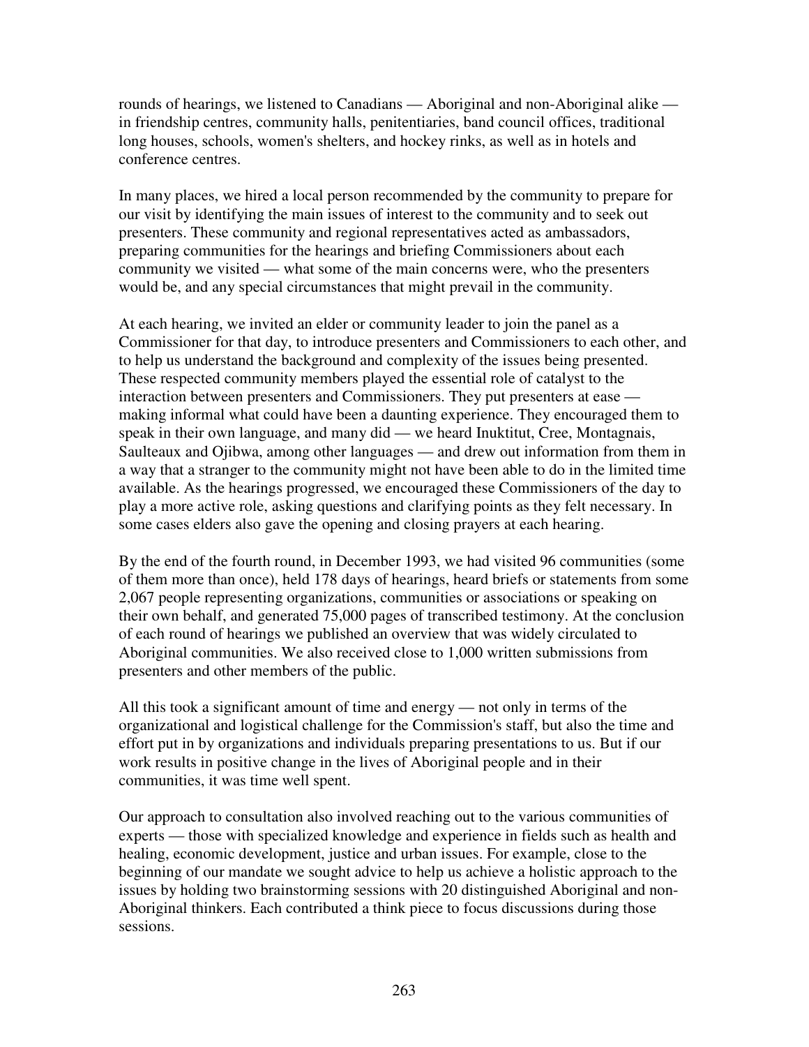rounds of hearings, we listened to Canadians — Aboriginal and non-Aboriginal alike — in friendship centres, community halls, penitentiaries, band council offices, traditional long houses, schools, women's shelters, and hockey rinks, as well as in hotels and conference centres.

In many places, we hired a local person recommended by the community to prepare for our visit by identifying the main issues of interest to the community and to seek out presenters. These community and regional representatives acted as ambassadors, preparing communities for the hearings and briefing Commissioners about each community we visited — what some of the main concerns were, who the presenters would be, and any special circumstances that might prevail in the community.

At each hearing, we invited an elder or community leader to join the panel as a Commissioner for that day, to introduce presenters and Commissioners to each other, and to help us understand the background and complexity of the issues being presented. These respected community members played the essential role of catalyst to the interaction between presenters and Commissioners. They put presenters at ease — making informal what could have been a daunting experience. They encouraged them to speak in their own language, and many did — we heard Inuktitut, Cree, Montagnais, Saulteaux and Ojibwa, among other languages — and drew out information from them in a way that a stranger to the community might not have been able to do in the limited time available. As the hearings progressed, we encouraged these Commissioners of the day to play a more active role, asking questions and clarifying points as they felt necessary. In some cases elders also gave the opening and closing prayers at each hearing.

By the end of the fourth round, in December 1993, we had visited 96 communities (some of them more than once), held 178 days of hearings, heard briefs or statements from some 2,067 people representing organizations, communities or associations or speaking on their own behalf, and generated 75,000 pages of transcribed testimony. At the conclusion of each round of hearings we published an overview that was widely circulated to Aboriginal communities. We also received close to 1,000 written submissions from presenters and other members of the public.

All this took a significant amount of time and energy — not only in terms of the organizational and logistical challenge for the Commission's staff, but also the time and effort put in by organizations and individuals preparing presentations to us. But if our work results in positive change in the lives of Aboriginal people and in their communities, it was time well spent.

Our approach to consultation also involved reaching out to the various communities of experts — those with specialized knowledge and experience in fields such as health and healing, economic development, justice and urban issues. For example, close to the beginning of our mandate we sought advice to help us achieve a holistic approach to the issues by holding two brainstorming sessions with 20 distinguished Aboriginal and non-Aboriginal thinkers. Each contributed a think piece to focus discussions during those sessions.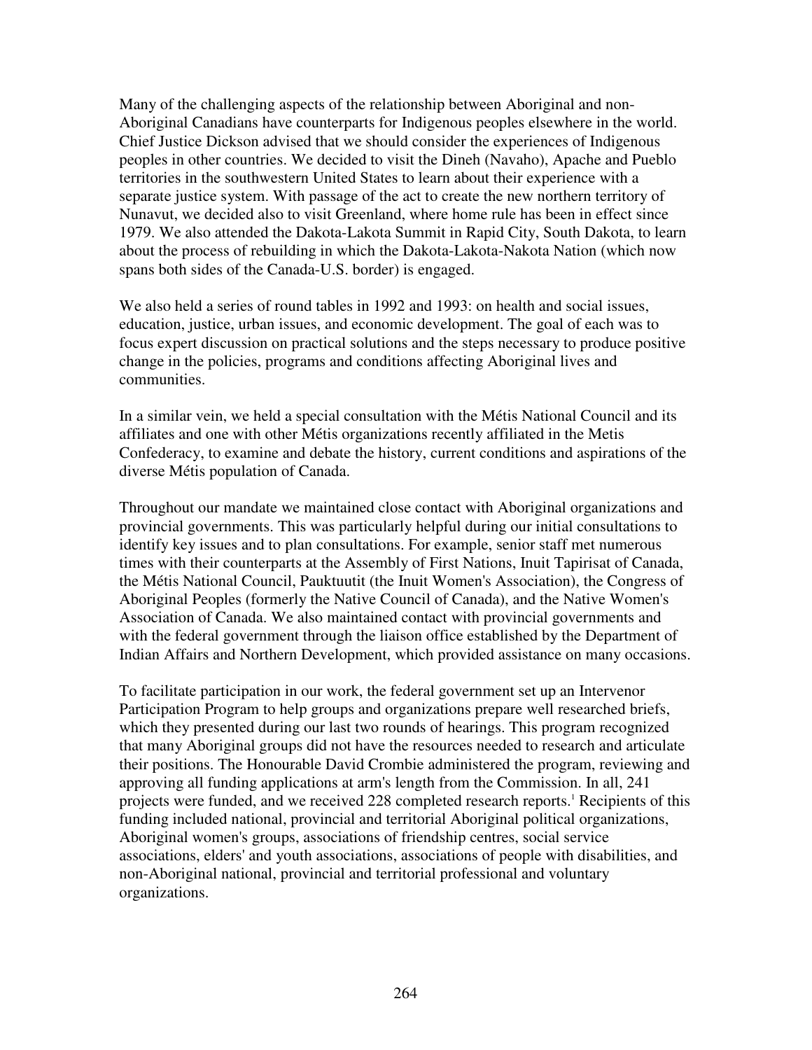Many of the challenging aspects of the relationship between Aboriginal and non-Aboriginal Canadians have counterparts for Indigenous peoples elsewhere in the world. Chief Justice Dickson advised that we should consider the experiences of Indigenous peoples in other countries. We decided to visit the Dineh (Navaho), Apache and Pueblo territories in the southwestern United States to learn about their experience with a separate justice system. With passage of the act to create the new northern territory of Nunavut, we decided also to visit Greenland, where home rule has been in effect since 1979. We also attended the Dakota-Lakota Summit in Rapid City, South Dakota, to learn about the process of rebuilding in which the Dakota-Lakota-Nakota Nation (which now spans both sides of the Canada-U.S. border) is engaged.

We also held a series of round tables in 1992 and 1993: on health and social issues, education, justice, urban issues, and economic development. The goal of each was to focus expert discussion on practical solutions and the steps necessary to produce positive change in the policies, programs and conditions affecting Aboriginal lives and communities.

In a similar vein, we held a special consultation with the Métis National Council and its affiliates and one with other Métis organizations recently affiliated in the Metis Confederacy, to examine and debate the history, current conditions and aspirations of the diverse Métis population of Canada.

Throughout our mandate we maintained close contact with Aboriginal organizations and provincial governments. This was particularly helpful during our initial consultations to identify key issues and to plan consultations. For example, senior staff met numerous times with their counterparts at the Assembly of First Nations, Inuit Tapirisat of Canada, the Métis National Council, Pauktuutit (the Inuit Women's Association), the Congress of Aboriginal Peoples (formerly the Native Council of Canada), and the Native Women's Association of Canada. We also maintained contact with provincial governments and with the federal government through the liaison office established by the Department of Indian Affairs and Northern Development, which provided assistance on many occasions.

To facilitate participation in our work, the federal government set up an Intervenor Participation Program to help groups and organizations prepare well researched briefs, which they presented during our last two rounds of hearings. This program recognized that many Aboriginal groups did not have the resources needed to research and articulate their positions. The Honourable David Crombie administered the program, reviewing and approving all funding applications at arm's length from the Commission. In all, 241 projects were funded, and we received 228 completed research reports.[1] Recipients of this funding included national, provincial and territorial Aboriginal political organizations, Aboriginal women's groups, associations of friendship centres, social service associations, elders' and youth associations, associations of people with disabilities, and non-Aboriginal national, provincial and territorial professional and voluntary organizations.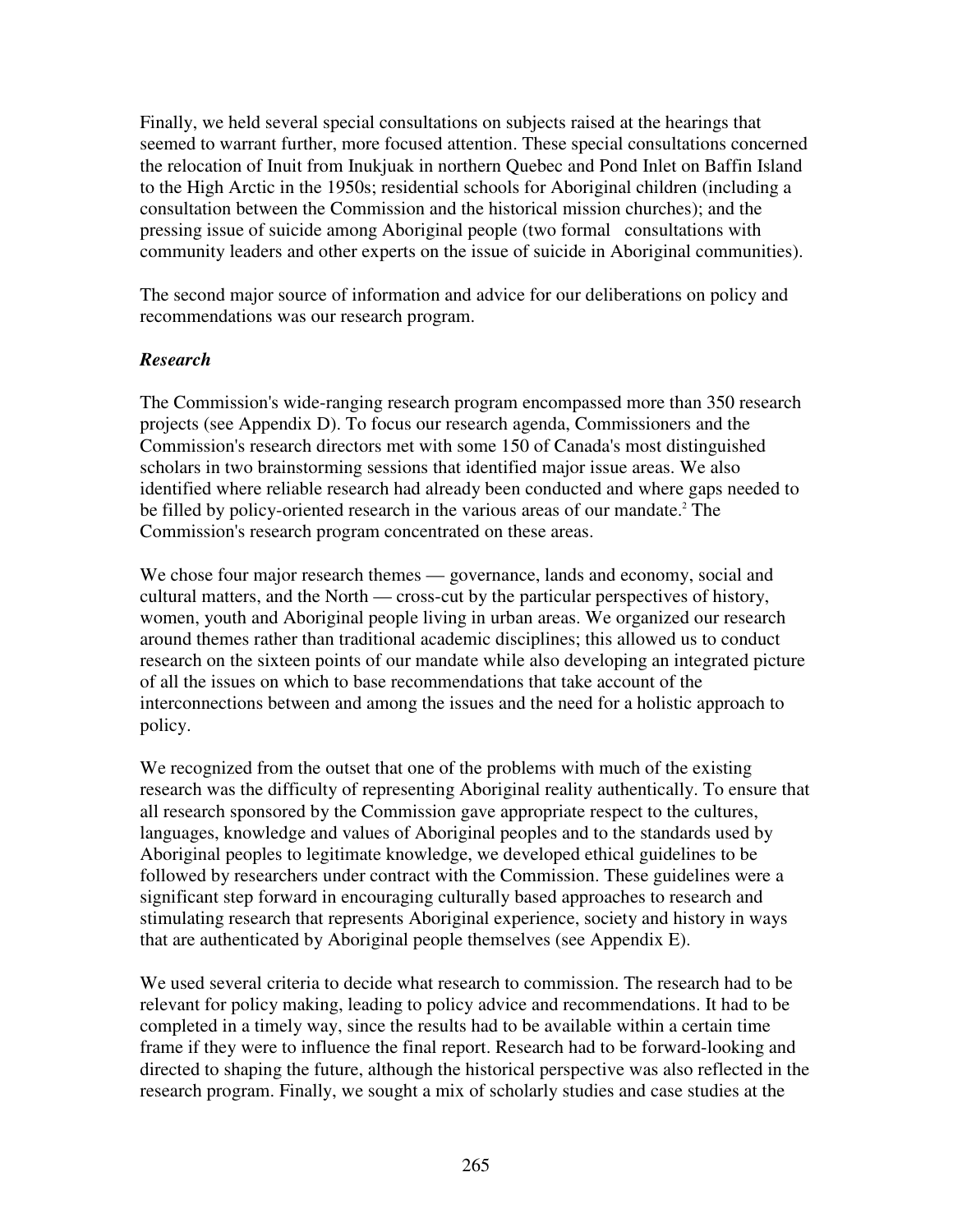Finally, we held several special consultations on subjects raised at the hearings that seemed to warrant further, more focused attention. These special consultations concerned the relocation of Inuit from Inukjuak in northern Quebec and Pond Inlet on Baffin Island to the High Arctic in the 1950s; residential schools for Aboriginal children (including a consultation between the Commission and the historical mission churches); and the pressing issue of suicide among Aboriginal people (two formal consultations with community leaders and other experts on the issue of suicide in Aboriginal communities).

The second major source of information and advice for our deliberations on policy and recommendations was our research program.

***Research***

The Commission's wide-ranging research program encompassed more than 350 research projects (see Appendix D). To focus our research agenda, Commissioners and the Commission's research directors met with some 150 of Canada's most distinguished scholars in two brainstorming sessions that identified major issue areas. We also identified where reliable research had already been conducted and where gaps needed to be filled by policy-oriented research in the various areas of our mandate.[2] The Commission's research program concentrated on these areas.

We chose four major research themes — governance, lands and economy, social and cultural matters, and the North — cross-cut by the particular perspectives of history, women, youth and Aboriginal people living in urban areas. We organized our research around themes rather than traditional academic disciplines; this allowed us to conduct research on the sixteen points of our mandate while also developing an integrated picture of all the issues on which to base recommendations that take account of the interconnections between and among the issues and the need for a holistic approach to policy.

We recognized from the outset that one of the problems with much of the existing research was the difficulty of representing Aboriginal reality authentically. To ensure that all research sponsored by the Commission gave appropriate respect to the cultures, languages, knowledge and values of Aboriginal peoples and to the standards used by Aboriginal peoples to legitimate knowledge, we developed ethical guidelines to be followed by researchers under contract with the Commission. These guidelines were a significant step forward in encouraging culturally based approaches to research and stimulating research that represents Aboriginal experience, society and history in ways that are authenticated by Aboriginal people themselves (see Appendix E).

We used several criteria to decide what research to commission. The research had to be relevant for policy making, leading to policy advice and recommendations. It had to be completed in a timely way, since the results had to be available within a certain time frame if they were to influence the final report. Research had to be forward-looking and directed to shaping the future, although the historical perspective was also reflected in the research program. Finally, we sought a mix of scholarly studies and case studies at the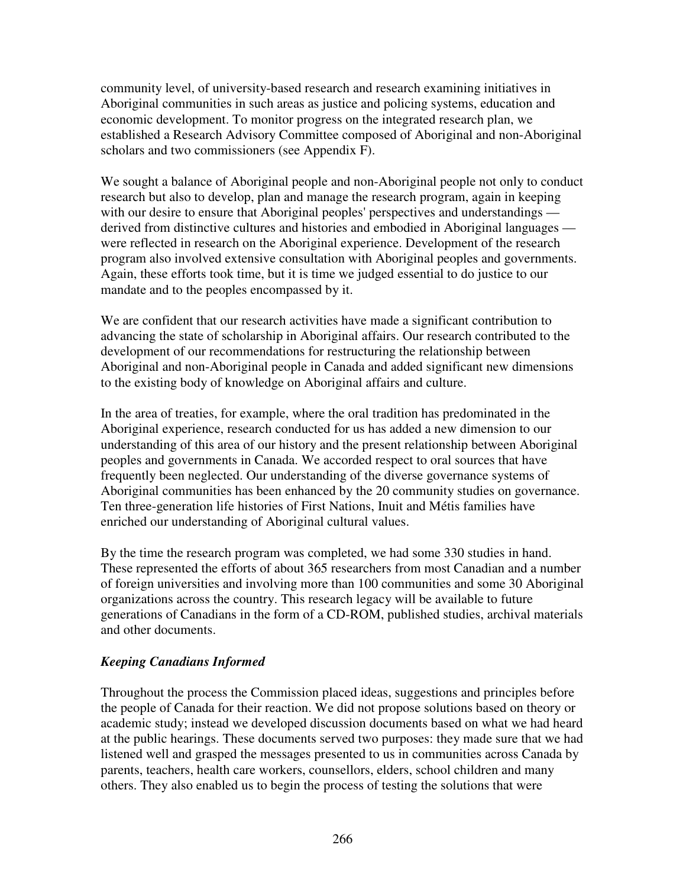community level, of university-based research and research examining initiatives in Aboriginal communities in such areas as justice and policing systems, education and economic development. To monitor progress on the integrated research plan, we established a Research Advisory Committee composed of Aboriginal and non-Aboriginal scholars and two commissioners (see Appendix F).

We sought a balance of Aboriginal people and non-Aboriginal people not only to conduct research but also to develop, plan and manage the research program, again in keeping with our desire to ensure that Aboriginal peoples' perspectives and understandings — derived from distinctive cultures and histories and embodied in Aboriginal languages — were reflected in research on the Aboriginal experience. Development of the research program also involved extensive consultation with Aboriginal peoples and governments. Again, these efforts took time, but it is time we judged essential to do justice to our mandate and to the peoples encompassed by it.

We are confident that our research activities have made a significant contribution to advancing the state of scholarship in Aboriginal affairs. Our research contributed to the development of our recommendations for restructuring the relationship between Aboriginal and non-Aboriginal people in Canada and added significant new dimensions to the existing body of knowledge on Aboriginal affairs and culture.

In the area of treaties, for example, where the oral tradition has predominated in the Aboriginal experience, research conducted for us has added a new dimension to our understanding of this area of our history and the present relationship between Aboriginal peoples and governments in Canada. We accorded respect to oral sources that have frequently been neglected. Our understanding of the diverse governance systems of Aboriginal communities has been enhanced by the 20 community studies on governance. Ten three-generation life histories of First Nations, Inuit and Métis families have enriched our understanding of Aboriginal cultural values.

By the time the research program was completed, we had some 330 studies in hand. These represented the efforts of about 365 researchers from most Canadian and a number of foreign universities and involving more than 100 communities and some 30 Aboriginal organizations across the country. This research legacy will be available to future generations of Canadians in the form of a CD-ROM, published studies, archival materials and other documents.

### *Keeping Canadians Informed*

Throughout the process the Commission placed ideas, suggestions and principles before the people of Canada for their reaction. We did not propose solutions based on theory or academic study; instead we developed discussion documents based on what we had heard at the public hearings. These documents served two purposes: they made sure that we had listened well and grasped the messages presented to us in communities across Canada by parents, teachers, health care workers, counsellors, elders, school children and many others. They also enabled us to begin the process of testing the solutions that were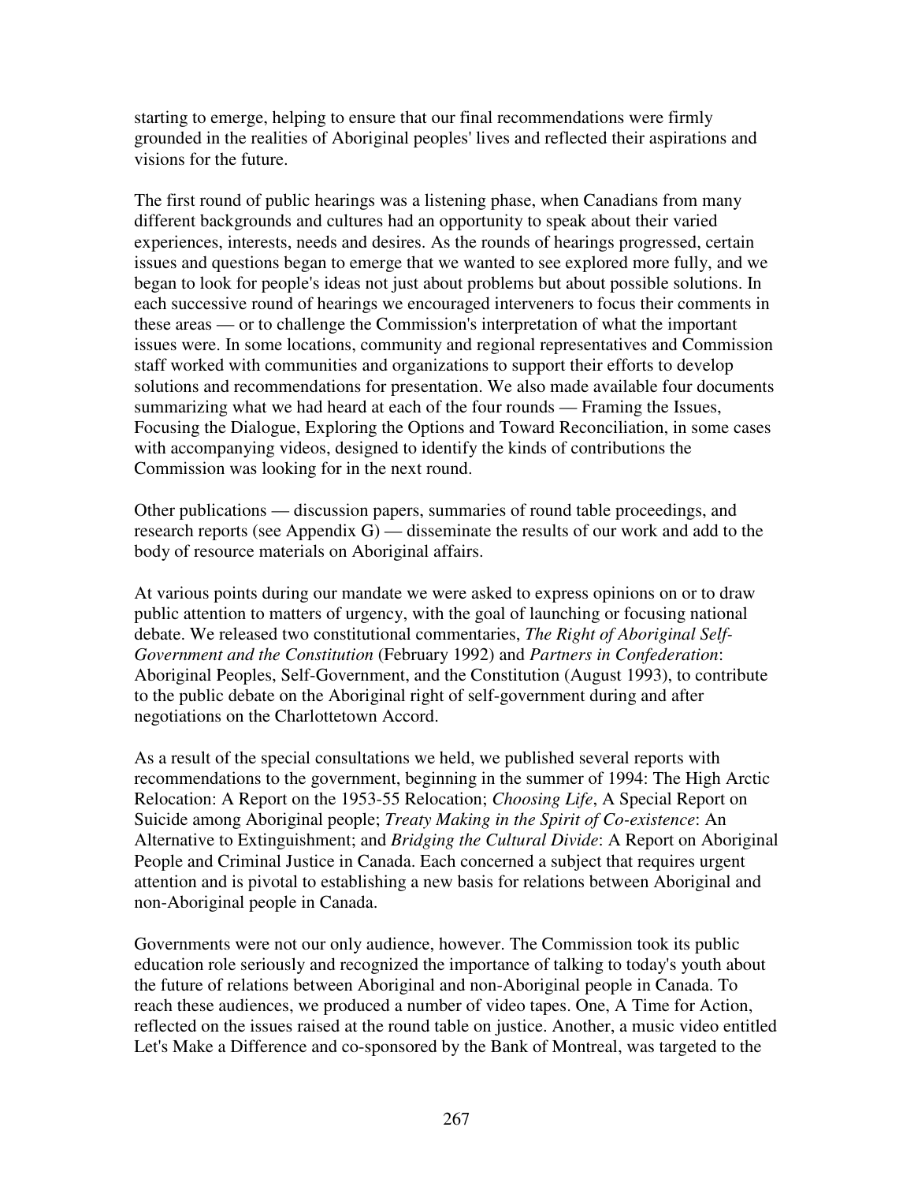starting to emerge, helping to ensure that our final recommendations were firmly grounded in the realities of Aboriginal peoples' lives and reflected their aspirations and visions for the future.

The first round of public hearings was a listening phase, when Canadians from many different backgrounds and cultures had an opportunity to speak about their varied experiences, interests, needs and desires. As the rounds of hearings progressed, certain issues and questions began to emerge that we wanted to see explored more fully, and we began to look for people's ideas not just about problems but about possible solutions. In each successive round of hearings we encouraged interveners to focus their comments in these areas — or to challenge the Commission's interpretation of what the important issues were. In some locations, community and regional representatives and Commission staff worked with communities and organizations to support their efforts to develop solutions and recommendations for presentation. We also made available four documents summarizing what we had heard at each of the four rounds — Framing the Issues, Focusing the Dialogue, Exploring the Options and Toward Reconciliation, in some cases with accompanying videos, designed to identify the kinds of contributions the Commission was looking for in the next round.

Other publications — discussion papers, summaries of round table proceedings, and research reports (see Appendix G) — disseminate the results of our work and add to the body of resource materials on Aboriginal affairs.

At various points during our mandate we were asked to express opinions on or to draw public attention to matters of urgency, with the goal of launching or focusing national debate. We released two constitutional commentaries, *The Right of Aboriginal Self-Government and the Constitution* (February 1992) and *Partners in Confederation*: Aboriginal Peoples, Self-Government, and the Constitution (August 1993), to contribute to the public debate on the Aboriginal right of self-government during and after negotiations on the Charlottetown Accord.

As a result of the special consultations we held, we published several reports with recommendations to the government, beginning in the summer of 1994: The High Arctic Relocation: A Report on the 1953-55 Relocation; *Choosing Life*, A Special Report on Suicide among Aboriginal people; *Treaty Making in the Spirit of Co-existence*: An Alternative to Extinguishment; and *Bridging the Cultural Divide*: A Report on Aboriginal People and Criminal Justice in Canada. Each concerned a subject that requires urgent attention and is pivotal to establishing a new basis for relations between Aboriginal and non-Aboriginal people in Canada.

Governments were not our only audience, however. The Commission took its public education role seriously and recognized the importance of talking to today's youth about the future of relations between Aboriginal and non-Aboriginal people in Canada. To reach these audiences, we produced a number of video tapes. One, A Time for Action, reflected on the issues raised at the round table on justice. Another, a music video entitled Let's Make a Difference and co-sponsored by the Bank of Montreal, was targeted to the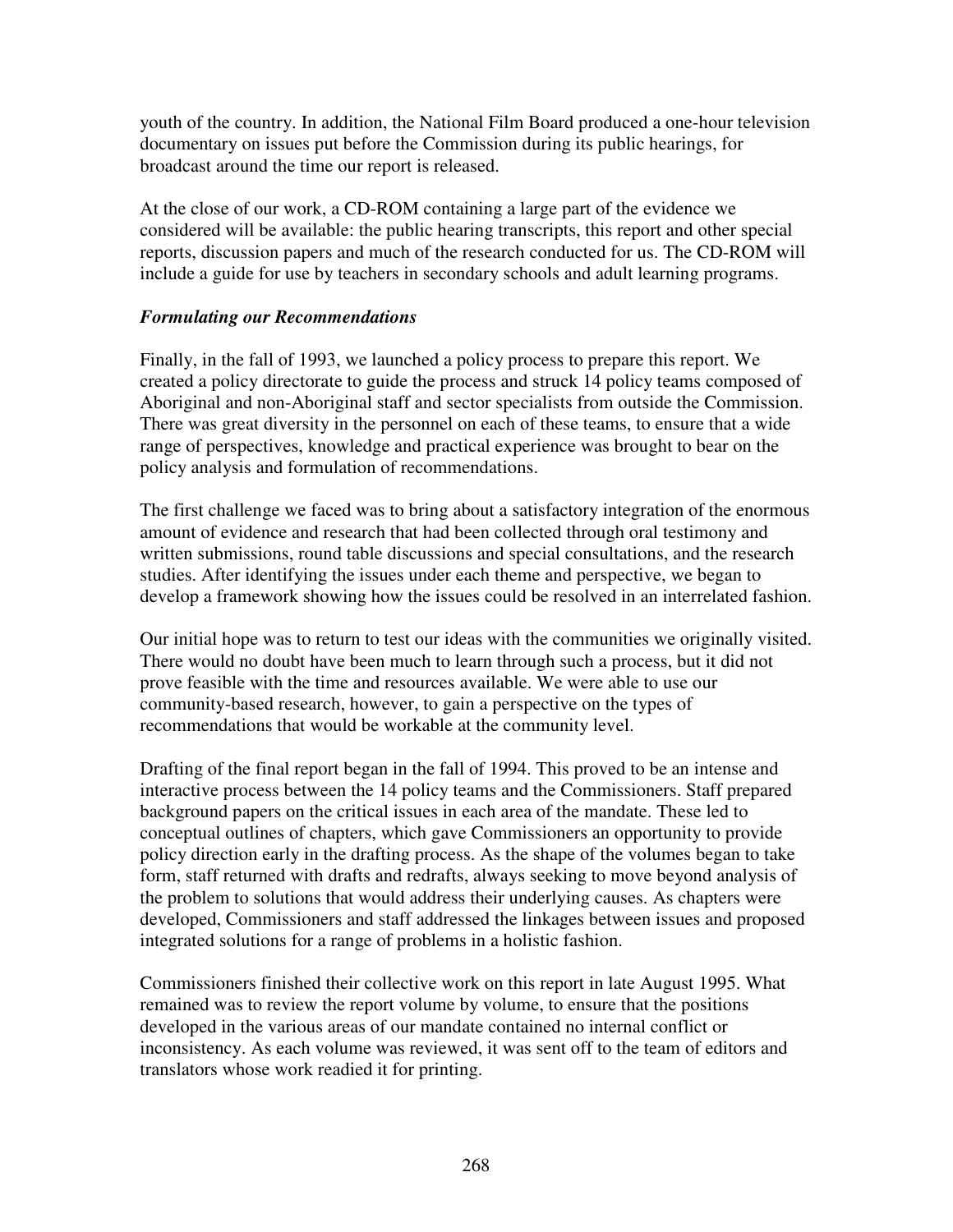youth of the country. In addition, the National Film Board produced a one-hour television documentary on issues put before the Commission during its public hearings, for broadcast around the time our report is released.

At the close of our work, a CD-ROM containing a large part of the evidence we considered will be available: the public hearing transcripts, this report and other special reports, discussion papers and much of the research conducted for us. The CD-ROM will include a guide for use by teachers in secondary schools and adult learning programs.

### *Formulating our Recommendations*

Finally, in the fall of 1993, we launched a policy process to prepare this report. We created a policy directorate to guide the process and struck 14 policy teams composed of Aboriginal and non-Aboriginal staff and sector specialists from outside the Commission. There was great diversity in the personnel on each of these teams, to ensure that a wide range of perspectives, knowledge and practical experience was brought to bear on the policy analysis and formulation of recommendations.

The first challenge we faced was to bring about a satisfactory integration of the enormous amount of evidence and research that had been collected through oral testimony and written submissions, round table discussions and special consultations, and the research studies. After identifying the issues under each theme and perspective, we began to develop a framework showing how the issues could be resolved in an interrelated fashion.

Our initial hope was to return to test our ideas with the communities we originally visited. There would no doubt have been much to learn through such a process, but it did not prove feasible with the time and resources available. We were able to use our community-based research, however, to gain a perspective on the types of recommendations that would be workable at the community level.

Drafting of the final report began in the fall of 1994. This proved to be an intense and interactive process between the 14 policy teams and the Commissioners. Staff prepared background papers on the critical issues in each area of the mandate. These led to conceptual outlines of chapters, which gave Commissioners an opportunity to provide policy direction early in the drafting process. As the shape of the volumes began to take form, staff returned with drafts and redrafts, always seeking to move beyond analysis of the problem to solutions that would address their underlying causes. As chapters were developed, Commissioners and staff addressed the linkages between issues and proposed integrated solutions for a range of problems in a holistic fashion.

Commissioners finished their collective work on this report in late August 1995. What remained was to review the report volume by volume, to ensure that the positions developed in the various areas of our mandate contained no internal conflict or inconsistency. As each volume was reviewed, it was sent off to the team of editors and translators whose work readied it for printing.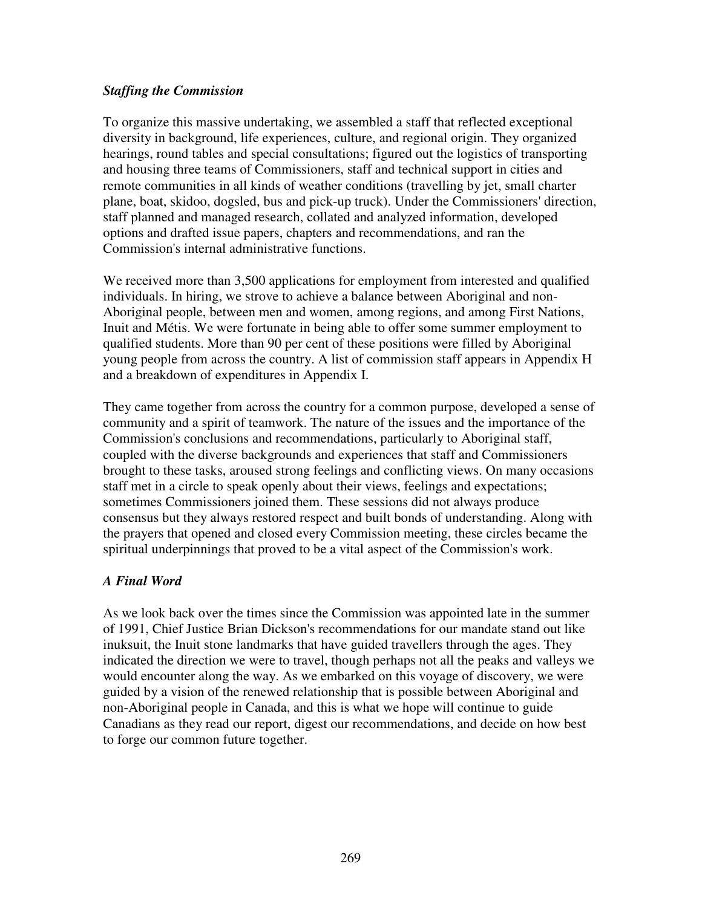### *Staffing the Commission*

To organize this massive undertaking, we assembled a staff that reflected exceptional diversity in background, life experiences, culture, and regional origin. They organized hearings, round tables and special consultations; figured out the logistics of transporting and housing three teams of Commissioners, staff and technical support in cities and remote communities in all kinds of weather conditions (travelling by jet, small charter plane, boat, skidoo, dogsled, bus and pick-up truck). Under the Commissioners' direction, staff planned and managed research, collated and analyzed information, developed options and drafted issue papers, chapters and recommendations, and ran the Commission's internal administrative functions.

We received more than 3,500 applications for employment from interested and qualified individuals. In hiring, we strove to achieve a balance between Aboriginal and non-Aboriginal people, between men and women, among regions, and among First Nations, Inuit and Métis. We were fortunate in being able to offer some summer employment to qualified students. More than 90 per cent of these positions were filled by Aboriginal young people from across the country. A list of commission staff appears in Appendix H and a breakdown of expenditures in Appendix I.

They came together from across the country for a common purpose, developed a sense of community and a spirit of teamwork. The nature of the issues and the importance of the Commission's conclusions and recommendations, particularly to Aboriginal staff, coupled with the diverse backgrounds and experiences that staff and Commissioners brought to these tasks, aroused strong feelings and conflicting views. On many occasions staff met in a circle to speak openly about their views, feelings and expectations; sometimes Commissioners joined them. These sessions did not always produce consensus but they always restored respect and built bonds of understanding. Along with the prayers that opened and closed every Commission meeting, these circles became the spiritual underpinnings that proved to be a vital aspect of the Commission's work.

### *A Final Word*

As we look back over the times since the Commission was appointed late in the summer of 1991, Chief Justice Brian Dickson's recommendations for our mandate stand out like inuksuit, the Inuit stone landmarks that have guided travellers through the ages. They indicated the direction we were to travel, though perhaps not all the peaks and valleys we would encounter along the way. As we embarked on this voyage of discovery, we were guided by a vision of the renewed relationship that is possible between Aboriginal and non-Aboriginal people in Canada, and this is what we hope will continue to guide Canadians as they read our report, digest our recommendations, and decide on how best to forge our common future together.